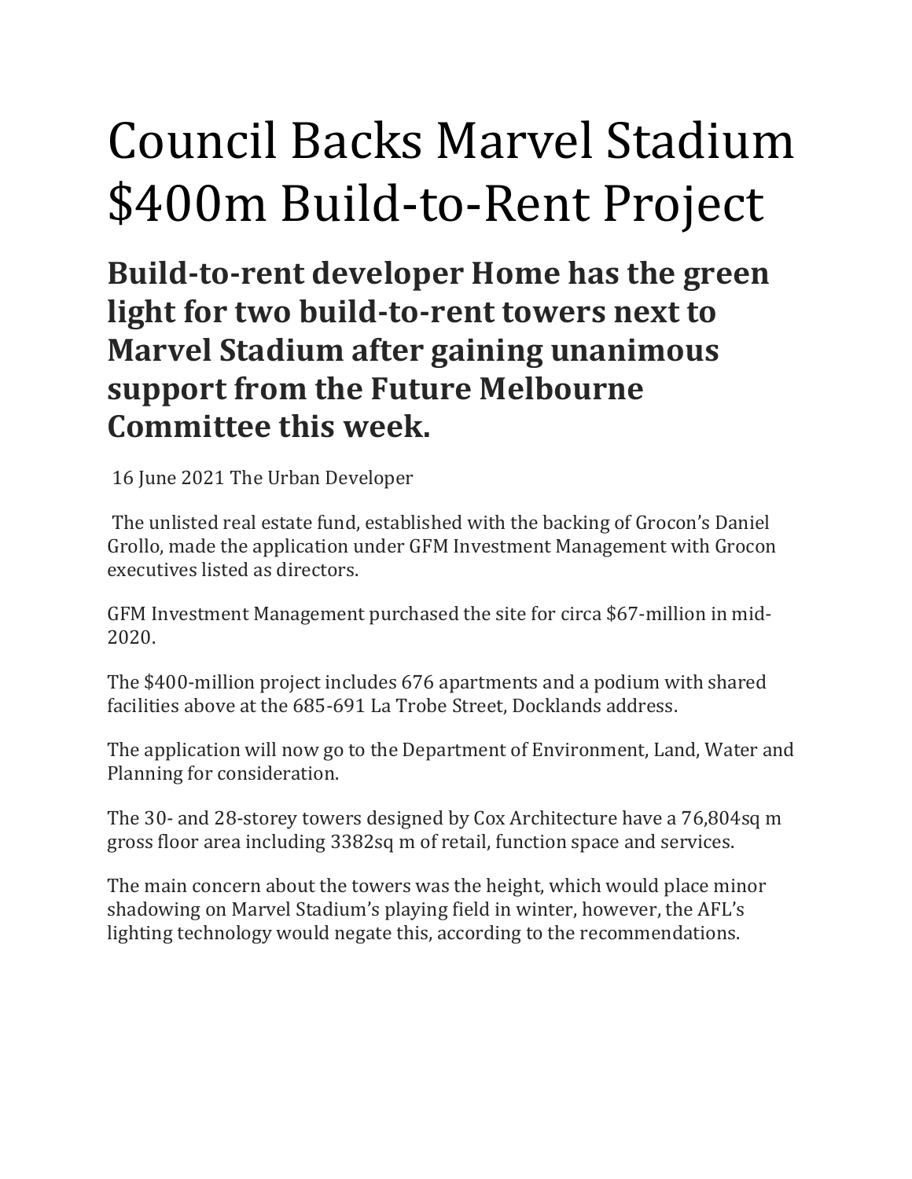# Council Backs Marvel Stadium $400m Build-to-Rent Project

## Build-to-rent developer Home has the green light for two build-to-rent towers next to Marvel Stadium after gaining unanimous support from the Future Melbourne Committee this week.

16 June 2021 The Urban Developer

The unlisted real estate fund, established with the backing of Grocon's Daniel Grollo, made the application under GFM Investment Management with Grocon executives listed as directors.

GFM Investment Management purchased the site for circa $67-million in mid-2020.

The $400-million project includes 676 apartments and a podium with shared facilities above at the 685-691 La Trobe Street, Docklands address.

The application will now go to the Department of Environment, Land, Water and Planning for consideration.

The 30- and 28-storey towers designed by Cox Architecture have a 76,804sq m gross floor area including 3382sq m of retail, function space and services.

The main concern about the towers was the height, which would place minor shadowing on Marvel Stadium's playing field in winter, however, the AFL's lighting technology would negate this, according to the recommendations.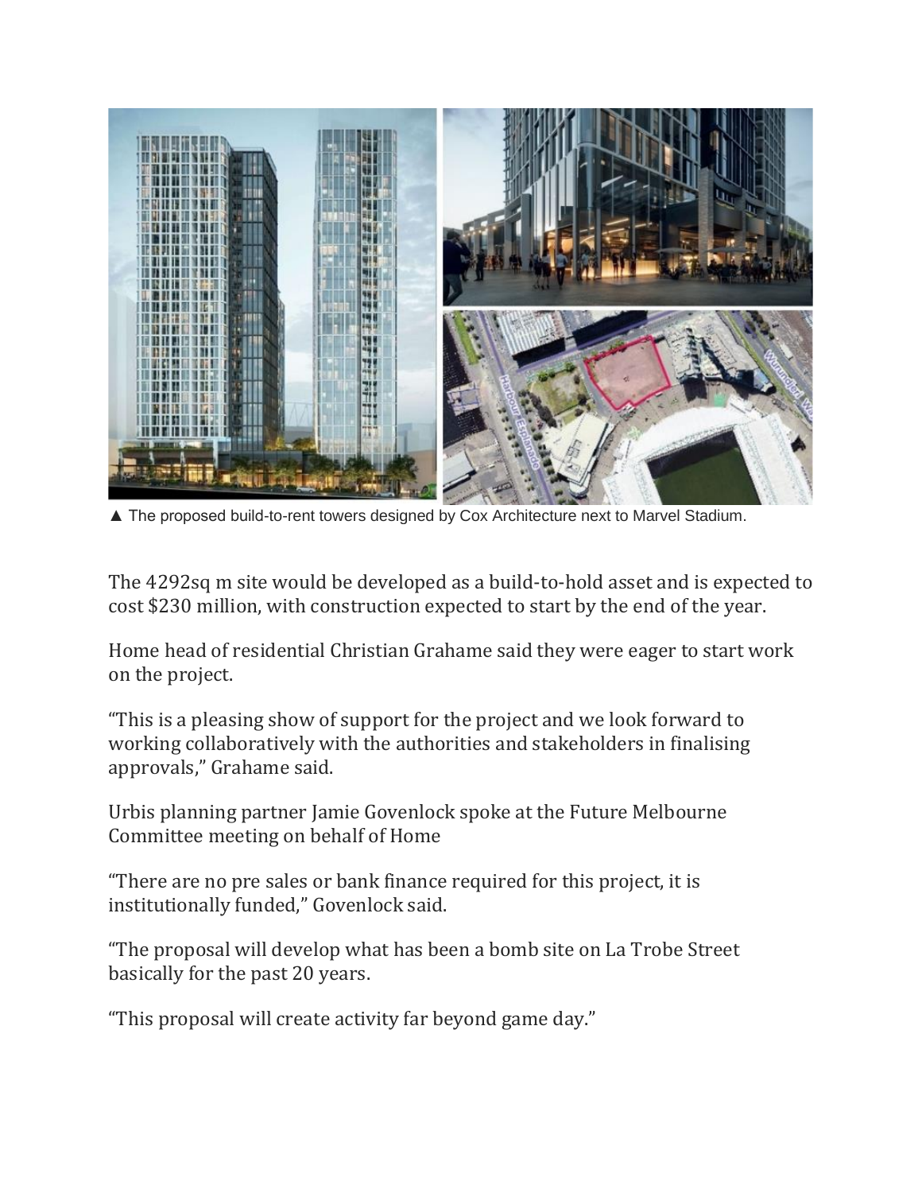▲ The proposed build-to-rent towers designed by Cox Architecture next to Marvel Stadium.

The 4292sq m site would be developed as a build-to-hold asset and is expected to cost $230 million, with construction expected to start by the end of the year.

Home head of residential Christian Grahame said they were eager to start work on the project.

"This is a pleasing show of support for the project and we look forward to working collaboratively with the authorities and stakeholders in finalising approvals," Grahame said.

Urbis planning partner Jamie Govenlock spoke at the Future Melbourne Committee meeting on behalf of Home

"There are no pre sales or bank finance required for this project, it is institutionally funded," Govenlock said.

"The proposal will develop what has been a bomb site on La Trobe Street basically for the past 20 years.

"This proposal will create activity far beyond game day."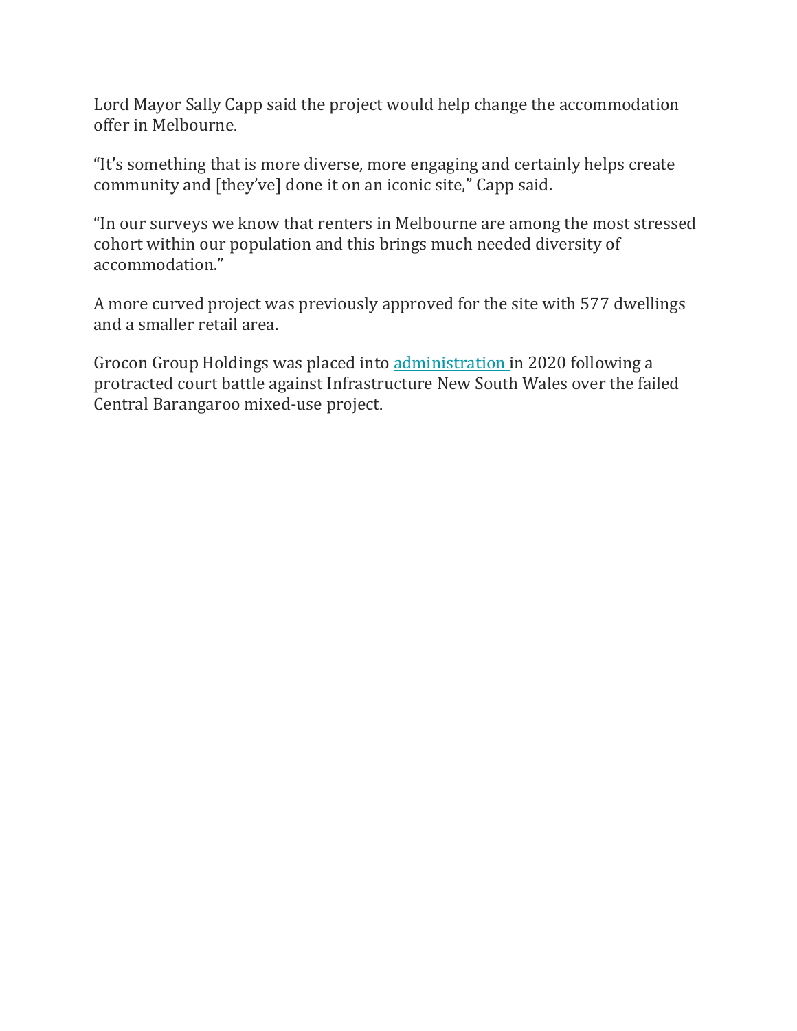Lord Mayor Sally Capp said the project would help change the accommodation offer in Melbourne.

“It’s something that is more diverse, more engaging and certainly helps create community and [they’ve] done it on an iconic site,” Capp said.

“In our surveys we know that renters in Melbourne are among the most stressed cohort within our population and this brings much needed diversity of accommodation.”

A more curved project was previously approved for the site with 577 dwellings and a smaller retail area.

Grocon Group Holdings was placed into administration in 2020 following a protracted court battle against Infrastructure New South Wales over the failed Central Barangaroo mixed-use project.